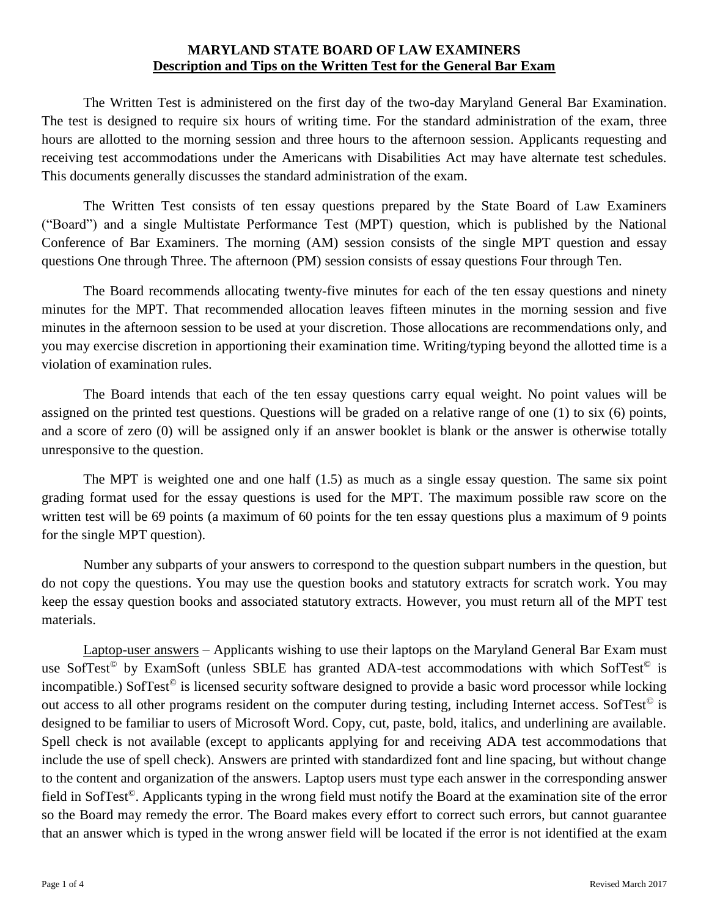**MARYLAND STATE BOARD OF LAW EXAMINERS**
**Description and Tips on the Written Test for the General Bar Exam**

The Written Test is administered on the first day of the two-day Maryland General Bar Examination. The test is designed to require six hours of writing time. For the standard administration of the exam, three hours are allotted to the morning session and three hours to the afternoon session. Applicants requesting and receiving test accommodations under the Americans with Disabilities Act may have alternate test schedules. This documents generally discusses the standard administration of the exam.

The Written Test consists of ten essay questions prepared by the State Board of Law Examiners ("Board") and a single Multistate Performance Test (MPT) question, which is published by the National Conference of Bar Examiners. The morning (AM) session consists of the single MPT question and essay questions One through Three. The afternoon (PM) session consists of essay questions Four through Ten.

The Board recommends allocating twenty-five minutes for each of the ten essay questions and ninety minutes for the MPT. That recommended allocation leaves fifteen minutes in the morning session and five minutes in the afternoon session to be used at your discretion. Those allocations are recommendations only, and you may exercise discretion in apportioning their examination time. Writing/typing beyond the allotted time is a violation of examination rules.

The Board intends that each of the ten essay questions carry equal weight. No point values will be assigned on the printed test questions. Questions will be graded on a relative range of one (1) to six (6) points, and a score of zero (0) will be assigned only if an answer booklet is blank or the answer is otherwise totally unresponsive to the question.

The MPT is weighted one and one half (1.5) as much as a single essay question. The same six point grading format used for the essay questions is used for the MPT. The maximum possible raw score on the written test will be 69 points (a maximum of 60 points for the ten essay questions plus a maximum of 9 points for the single MPT question).

Number any subparts of your answers to correspond to the question subpart numbers in the question, but do not copy the questions. You may use the question books and statutory extracts for scratch work. You may keep the essay question books and associated statutory extracts. However, you must return all of the MPT test materials.

<u>Laptop-user answers</u> – Applicants wishing to use their laptops on the Maryland General Bar Exam must use SofTest© by ExamSoft (unless SBLE has granted ADA-test accommodations with which SofTest© is incompatible.) SofTest© is licensed security software designed to provide a basic word processor while locking out access to all other programs resident on the computer during testing, including Internet access. SofTest© is designed to be familiar to users of Microsoft Word. Copy, cut, paste, bold, italics, and underlining are available. Spell check is not available (except to applicants applying for and receiving ADA test accommodations that include the use of spell check). Answers are printed with standardized font and line spacing, but without change to the content and organization of the answers. Laptop users must type each answer in the corresponding answer field in SofTest©. Applicants typing in the wrong field must notify the Board at the examination site of the error so the Board may remedy the error. The Board makes every effort to correct such errors, but cannot guarantee that an answer which is typed in the wrong answer field will be located if the error is not identified at the exam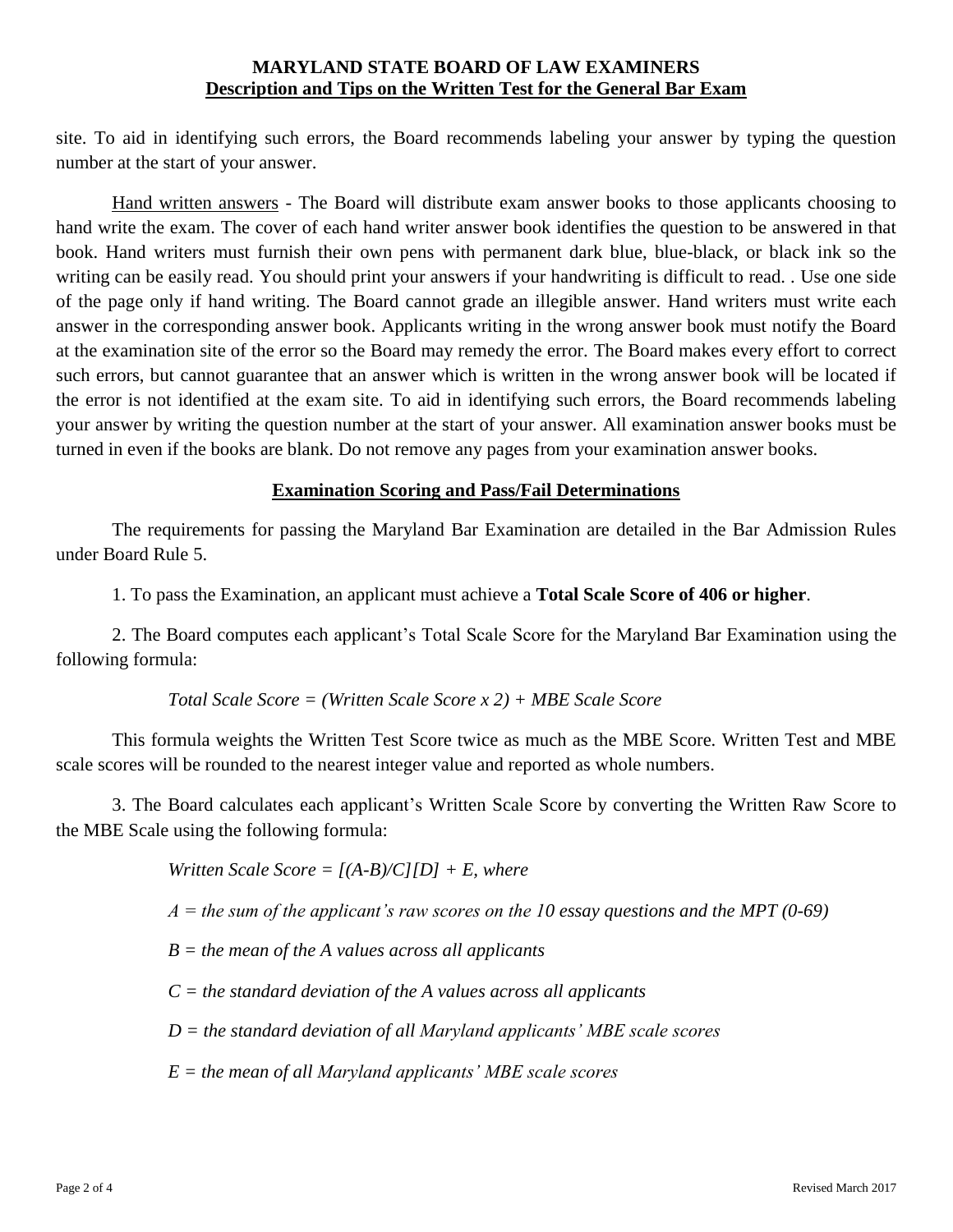site. To aid in identifying such errors, the Board recommends labeling your answer by typing the question number at the start of your answer.

<u>Hand written answers</u> - The Board will distribute exam answer books to those applicants choosing to hand write the exam. The cover of each hand writer answer book identifies the question to be answered in that book. Hand writers must furnish their own pens with permanent dark blue, blue-black, or black ink so the writing can be easily read. You should print your answers if your handwriting is difficult to read. . Use one side of the page only if hand writing. The Board cannot grade an illegible answer. Hand writers must write each answer in the corresponding answer book. Applicants writing in the wrong answer book must notify the Board at the examination site of the error so the Board may remedy the error. The Board makes every effort to correct such errors, but cannot guarantee that an answer which is written in the wrong answer book will be located if the error is not identified at the exam site. To aid in identifying such errors, the Board recommends labeling your answer by writing the question number at the start of your answer. All examination answer books must be turned in even if the books are blank. Do not remove any pages from your examination answer books.

## Examination Scoring and Pass/Fail Determinations

The requirements for passing the Maryland Bar Examination are detailed in the Bar Admission Rules under Board Rule 5.

1. To pass the Examination, an applicant must achieve a **Total Scale Score of 406 or higher**.

2. The Board computes each applicant's Total Scale Score for the Maryland Bar Examination using the following formula:

*Total Scale Score = (Written Scale Score x 2) + MBE Scale Score*

This formula weights the Written Test Score twice as much as the MBE Score. Written Test and MBE scale scores will be rounded to the nearest integer value and reported as whole numbers.

3. The Board calculates each applicant's Written Scale Score by converting the Written Raw Score to the MBE Scale using the following formula:

*Written Scale Score = [(A-B)/C][D] + E, where*

*A = the sum of the applicant's raw scores on the 10 essay questions and the MPT (0-69)*

*B = the mean of the A values across all applicants*

*C = the standard deviation of the A values across all applicants*

*D = the standard deviation of all Maryland applicants' MBE scale scores*

*E = the mean of all Maryland applicants' MBE scale scores*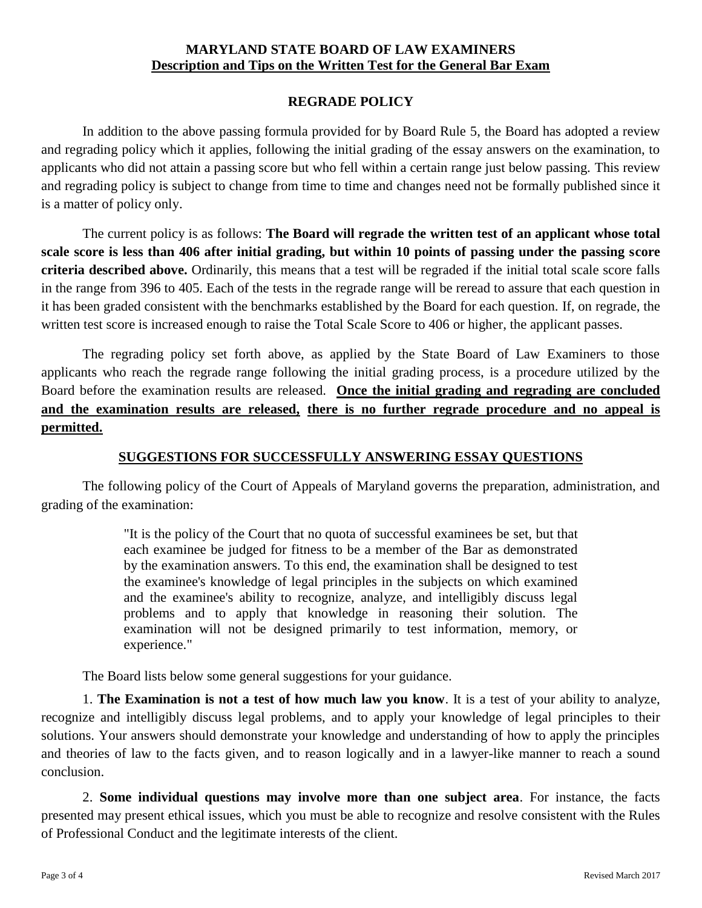**MARYLAND STATE BOARD OF LAW EXAMINERS**
**Description and Tips on the Written Test for the General Bar Exam**

## REGRADE POLICY

In addition to the above passing formula provided for by Board Rule 5, the Board has adopted a review and regrading policy which it applies, following the initial grading of the essay answers on the examination, to applicants who did not attain a passing score but who fell within a certain range just below passing. This review and regrading policy is subject to change from time to time and changes need not be formally published since it is a matter of policy only.

The current policy is as follows: **The Board will regrade the written test of an applicant whose total scale score is less than 406 after initial grading, but within 10 points of passing under the passing score criteria described above.** Ordinarily, this means that a test will be regraded if the initial total scale score falls in the range from 396 to 405. Each of the tests in the regrade range will be reread to assure that each question in it has been graded consistent with the benchmarks established by the Board for each question. If, on regrade, the written test score is increased enough to raise the Total Scale Score to 406 or higher, the applicant passes.

The regrading policy set forth above, as applied by the State Board of Law Examiners to those applicants who reach the regrade range following the initial grading process, is a procedure utilized by the Board before the examination results are released. **Once the initial grading and regrading are concluded and the examination results are released, there is no further regrade procedure and no appeal is permitted.**

## SUGGESTIONS FOR SUCCESSFULLY ANSWERING ESSAY QUESTIONS

The following policy of the Court of Appeals of Maryland governs the preparation, administration, and grading of the examination:

> "It is the policy of the Court that no quota of successful examinees be set, but that each examinee be judged for fitness to be a member of the Bar as demonstrated by the examination answers. To this end, the examination shall be designed to test the examinee's knowledge of legal principles in the subjects on which examined and the examinee's ability to recognize, analyze, and intelligibly discuss legal problems and to apply that knowledge in reasoning their solution. The examination will not be designed primarily to test information, memory, or experience."

The Board lists below some general suggestions for your guidance.

1. **The Examination is not a test of how much law you know**. It is a test of your ability to analyze, recognize and intelligibly discuss legal problems, and to apply your knowledge of legal principles to their solutions. Your answers should demonstrate your knowledge and understanding of how to apply the principles and theories of law to the facts given, and to reason logically and in a lawyer-like manner to reach a sound conclusion.

2. **Some individual questions may involve more than one subject area**. For instance, the facts presented may present ethical issues, which you must be able to recognize and resolve consistent with the Rules of Professional Conduct and the legitimate interests of the client.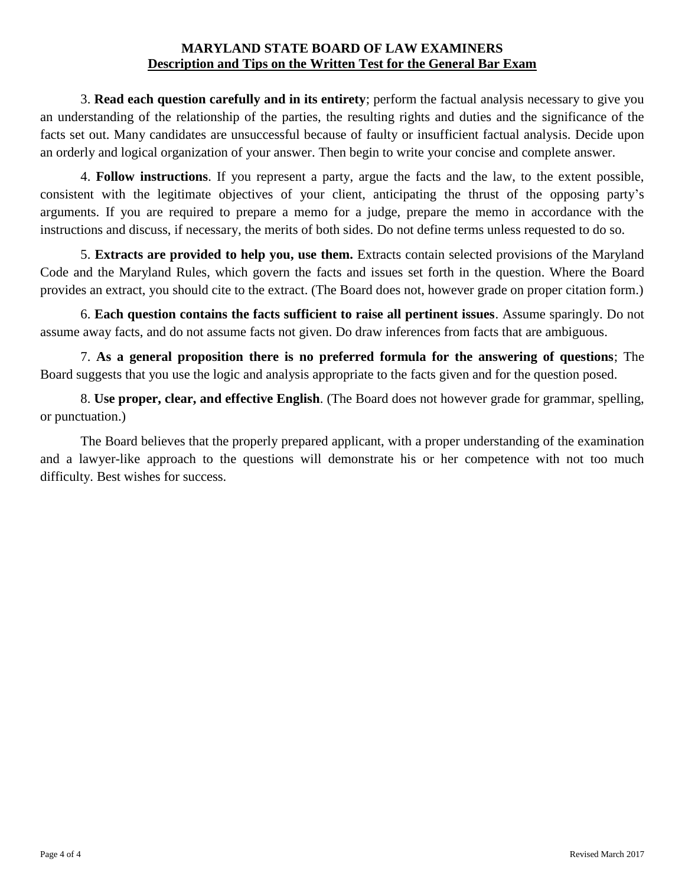**MARYLAND STATE BOARD OF LAW EXAMINERS**
**Description and Tips on the Written Test for the General Bar Exam**

3. **Read each question carefully and in its entirety**; perform the factual analysis necessary to give you an understanding of the relationship of the parties, the resulting rights and duties and the significance of the facts set out. Many candidates are unsuccessful because of faulty or insufficient factual analysis. Decide upon an orderly and logical organization of your answer. Then begin to write your concise and complete answer.

4. **Follow instructions**. If you represent a party, argue the facts and the law, to the extent possible, consistent with the legitimate objectives of your client, anticipating the thrust of the opposing party's arguments. If you are required to prepare a memo for a judge, prepare the memo in accordance with the instructions and discuss, if necessary, the merits of both sides. Do not define terms unless requested to do so.

5. **Extracts are provided to help you, use them.** Extracts contain selected provisions of the Maryland Code and the Maryland Rules, which govern the facts and issues set forth in the question. Where the Board provides an extract, you should cite to the extract. (The Board does not, however grade on proper citation form.)

6. **Each question contains the facts sufficient to raise all pertinent issues**. Assume sparingly. Do not assume away facts, and do not assume facts not given. Do draw inferences from facts that are ambiguous.

7. **As a general proposition there is no preferred formula for the answering of questions**; The Board suggests that you use the logic and analysis appropriate to the facts given and for the question posed.

8. **Use proper, clear, and effective English**. (The Board does not however grade for grammar, spelling, or punctuation.)

The Board believes that the properly prepared applicant, with a proper understanding of the examination and a lawyer-like approach to the questions will demonstrate his or her competence with not too much difficulty. Best wishes for success.

Revised March 2017